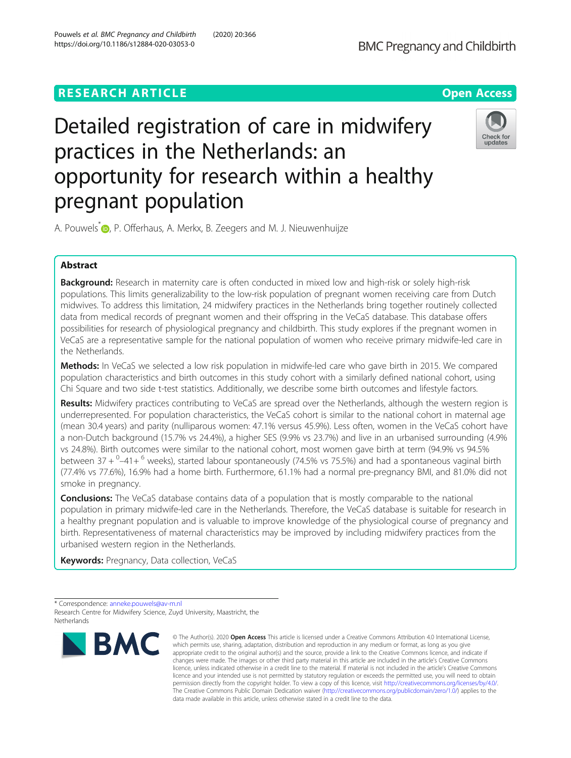# RESEARCH ARTICLE

# Detailed registration of care in midwifery practices in the Netherlands: an opportunity for research within a healthy pregnant population

A. Pouwels*, P. Offerhaus, A. Merkx, B. Zeegers and M. J. Nieuwenhuijze

## Abstract

**Background:** Research in maternity care is often conducted in mixed low and high-risk or solely high-risk populations. This limits generalizability to the low-risk population of pregnant women receiving care from Dutch midwives. To address this limitation, 24 midwifery practices in the Netherlands bring together routinely collected data from medical records of pregnant women and their offspring in the VeCaS database. This database offers possibilities for research of physiological pregnancy and childbirth. This study explores if the pregnant women in VeCaS are a representative sample for the national population of women who receive primary midwife-led care in the Netherlands.

**Methods:** In VeCaS we selected a low risk population in midwife-led care who gave birth in 2015. We compared population characteristics and birth outcomes in this study cohort with a similarly defined national cohort, using Chi Square and two side t-test statistics. Additionally, we describe some birth outcomes and lifestyle factors.

**Results:** Midwifery practices contributing to VeCaS are spread over the Netherlands, although the western region is underrepresented. For population characteristics, the VeCaS cohort is similar to the national cohort in maternal age (mean 30.4 years) and parity (nulliparous women: 47.1% versus 45.9%). Less often, women in the VeCaS cohort have a non-Dutch background (15.7% vs 24.4%), a higher SES (9.9% vs 23.7%) and live in an urbanised surrounding (4.9% vs 24.8%). Birth outcomes were similar to the national cohort, most women gave birth at term (94.9% vs 94.5% between $37+^{0}$–$41+^{6}$ weeks), started labour spontaneously (74.5% vs 75.5%) and had a spontaneous vaginal birth (77.4% vs 77.6%), 16.9% had a home birth. Furthermore, 61.1% had a normal pre-pregnancy BMI, and 81.0% did not smoke in pregnancy.

**Conclusions:** The VeCaS database contains data of a population that is mostly comparable to the national population in primary midwife-led care in the Netherlands. Therefore, the VeCaS database is suitable for research in a healthy pregnant population and is valuable to improve knowledge of the physiological course of pregnancy and birth. Representativeness of maternal characteristics may be improved by including midwifery practices from the urbanised western region in the Netherlands.

**Keywords:** Pregnancy, Data collection, VeCaS

---

* Correspondence: anneke.pouwels@av-m.nl
Research Centre for Midwifery Science, Zuyd University, Maastricht, the Netherlands

© The Author(s). 2020 **Open Access** This article is licensed under a Creative Commons Attribution 4.0 International License, which permits use, sharing, adaptation, distribution and reproduction in any medium or format, as long as you give appropriate credit to the original author(s) and the source, provide a link to the Creative Commons licence, and indicate if changes were made. The images or other third party material in this article are included in the article's Creative Commons licence, unless indicated otherwise in a credit line to the material. If material is not included in the article's Creative Commons licence and your intended use is not permitted by statutory regulation or exceeds the permitted use, you will need to obtain permission directly from the copyright holder. To view a copy of this licence, visit http://creativecommons.org/licenses/by/4.0/. The Creative Commons Public Domain Dedication waiver (http://creativecommons.org/publicdomain/zero/1.0/) applies to the data made available in this article, unless otherwise stated in a credit line to the data.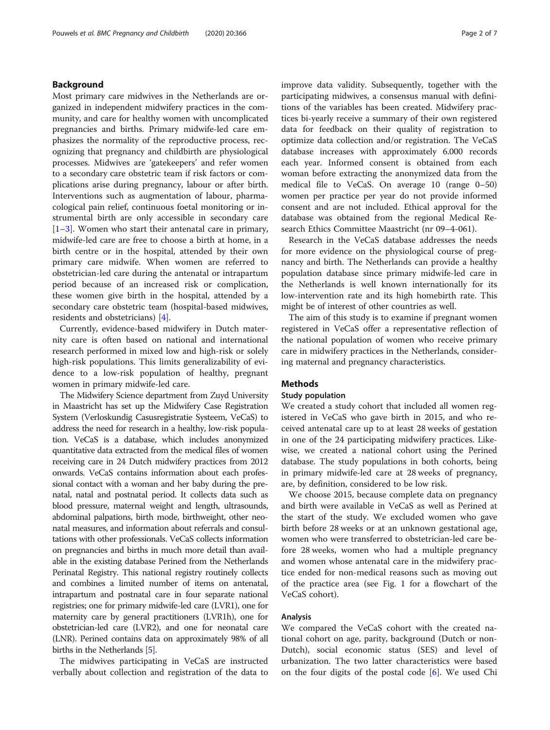## Background

Most primary care midwives in the Netherlands are organized in independent midwifery practices in the community, and care for healthy women with uncomplicated pregnancies and births. Primary midwife-led care emphasizes the normality of the reproductive process, recognizing that pregnancy and childbirth are physiological processes. Midwives are 'gatekeepers' and refer women to a secondary care obstetric team if risk factors or complications arise during pregnancy, labour or after birth. Interventions such as augmentation of labour, pharmacological pain relief, continuous foetal monitoring or instrumental birth are only accessible in secondary care [1–3]. Women who start their antenatal care in primary, midwife-led care are free to choose a birth at home, in a birth centre or in the hospital, attended by their own primary care midwife. When women are referred to obstetrician-led care during the antenatal or intrapartum period because of an increased risk or complication, these women give birth in the hospital, attended by a secondary care obstetric team (hospital-based midwives, residents and obstetricians) [4].

Currently, evidence-based midwifery in Dutch maternity care is often based on national and international research performed in mixed low and high-risk or solely high-risk populations. This limits generalizability of evidence to a low-risk population of healthy, pregnant women in primary midwife-led care.

The Midwifery Science department from Zuyd University in Maastricht has set up the Midwifery Case Registration System (Verloskundig Casusregistratie Systeem, VeCaS) to address the need for research in a healthy, low-risk population. VeCaS is a database, which includes anonymized quantitative data extracted from the medical files of women receiving care in 24 Dutch midwifery practices from 2012 onwards. VeCaS contains information about each professional contact with a woman and her baby during the prenatal, natal and postnatal period. It collects data such as blood pressure, maternal weight and length, ultrasounds, abdominal palpations, birth mode, birthweight, other neonatal measures, and information about referrals and consultations with other professionals. VeCaS collects information on pregnancies and births in much more detail than available in the existing database Perined from the Netherlands Perinatal Registry. This national registry routinely collects and combines a limited number of items on antenatal, intrapartum and postnatal care in four separate national registries; one for primary midwife-led care (LVR1), one for maternity care by general practitioners (LVR1h), one for obstetrician-led care (LVR2), and one for neonatal care (LNR). Perined contains data on approximately 98% of all births in the Netherlands [5].

The midwives participating in VeCaS are instructed verbally about collection and registration of the data to improve data validity. Subsequently, together with the participating midwives, a consensus manual with definitions of the variables has been created. Midwifery practices bi-yearly receive a summary of their own registered data for feedback on their quality of registration to optimize data collection and/or registration. The VeCaS database increases with approximately 6.000 records each year. Informed consent is obtained from each woman before extracting the anonymized data from the medical file to VeCaS. On average 10 (range 0–50) women per practice per year do not provide informed consent and are not included. Ethical approval for the database was obtained from the regional Medical Research Ethics Committee Maastricht (nr 09–4-061).

Research in the VeCaS database addresses the needs for more evidence on the physiological course of pregnancy and birth. The Netherlands can provide a healthy population database since primary midwife-led care in the Netherlands is well known internationally for its low-intervention rate and its high homebirth rate. This might be of interest of other countries as well.

The aim of this study is to examine if pregnant women registered in VeCaS offer a representative reflection of the national population of women who receive primary care in midwifery practices in the Netherlands, considering maternal and pregnancy characteristics.

## Methods

### Study population

We created a study cohort that included all women registered in VeCaS who gave birth in 2015, and who received antenatal care up to at least 28 weeks of gestation in one of the 24 participating midwifery practices. Likewise, we created a national cohort using the Perined database. The study populations in both cohorts, being in primary midwife-led care at 28 weeks of pregnancy, are, by definition, considered to be low risk.

We choose 2015, because complete data on pregnancy and birth were available in VeCaS as well as Perined at the start of the study. We excluded women who gave birth before 28 weeks or at an unknown gestational age, women who were transferred to obstetrician-led care before 28 weeks, women who had a multiple pregnancy and women whose antenatal care in the midwifery practice ended for non-medical reasons such as moving out of the practice area (see Fig. 1 for a flowchart of the VeCaS cohort).

### Analysis

We compared the VeCaS cohort with the created national cohort on age, parity, background (Dutch or non-Dutch), social economic status (SES) and level of urbanization. The two latter characteristics were based on the four digits of the postal code [6]. We used Chi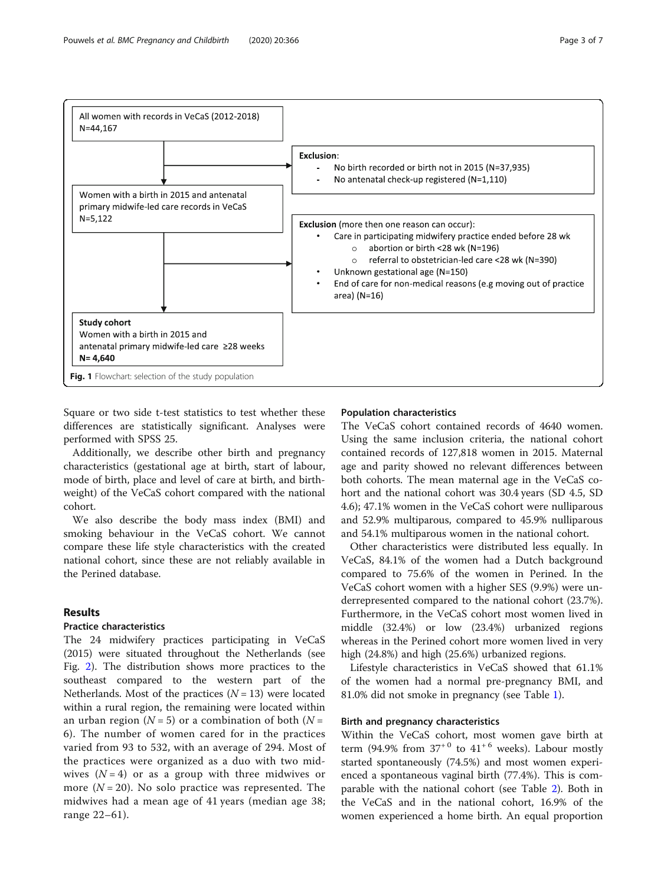All women with records in VeCaS (2012-2018)
N=44,167

**Exclusion**:
- No birth recorded or birth not in 2015 (N=37,935)
- No antenatal check-up registered (N=1,110)

Women with a birth in 2015 and antenatal primary midwife-led care records in VeCaS
N=5,122

**Exclusion** (more then one reason can occur):
- Care in participating midwifery practice ended before 28 wk
  - abortion or birth <28 wk (N=196)
  - referral to obstetrician-led care <28 wk (N=390)
- Unknown gestational age (N=150)
- End of care for non-medical reasons (e.g moving out of practice area) (N=16)

**Study cohort**
Women with a birth in 2015 and antenatal primary midwife-led care ≥28 weeks
**N= 4,640**

**Fig. 1** Flowchart: selection of the study population

Square or two side t-test statistics to test whether these differences are statistically significant. Analyses were performed with SPSS 25.

Additionally, we describe other birth and pregnancy characteristics (gestational age at birth, start of labour, mode of birth, place and level of care at birth, and birthweight) of the VeCaS cohort compared with the national cohort.

We also describe the body mass index (BMI) and smoking behaviour in the VeCaS cohort. We cannot compare these life style characteristics with the created national cohort, since these are not reliably available in the Perined database.

## Results

### Practice characteristics

The 24 midwifery practices participating in VeCaS (2015) were situated throughout the Netherlands (see Fig. 2). The distribution shows more practices to the southeast compared to the western part of the Netherlands. Most of the practices ($N = 13$) were located within a rural region, the remaining were located within an urban region ($N = 5$) or a combination of both ($N = 6$). The number of women cared for in the practices varied from 93 to 532, with an average of 294. Most of the practices were organized as a duo with two midwives ($N = 4$) or as a group with three midwives or more ($N = 20$). No solo practice was represented. The midwives had a mean age of 41 years (median age 38; range 22–61).

### Population characteristics

The VeCaS cohort contained records of 4640 women. Using the same inclusion criteria, the national cohort contained records of 127,818 women in 2015. Maternal age and parity showed no relevant differences between both cohorts. The mean maternal age in the VeCaS cohort and the national cohort was 30.4 years (SD 4.5, SD 4.6); 47.1% women in the VeCaS cohort were nulliparous and 52.9% multiparous, compared to 45.9% nulliparous and 54.1% multiparous women in the national cohort.

Other characteristics were distributed less equally. In VeCaS, 84.1% of the women had a Dutch background compared to 75.6% of the women in Perined. In the VeCaS cohort women with a higher SES (9.9%) were underrepresented compared to the national cohort (23.7%). Furthermore, in the VeCaS cohort most women lived in middle (32.4%) or low (23.4%) urbanized regions whereas in the Perined cohort more women lived in very high (24.8%) and high (25.6%) urbanized regions.

Lifestyle characteristics in VeCaS showed that 61.1% of the women had a normal pre-pregnancy BMI, and 81.0% did not smoke in pregnancy (see Table 1).

### Birth and pregnancy characteristics

Within the VeCaS cohort, most women gave birth at term (94.9% from $37^{+0}$ to $41^{+6}$ weeks). Labour mostly started spontaneously (74.5%) and most women experienced a spontaneous vaginal birth (77.4%). This is comparable with the national cohort (see Table 2). Both in the VeCaS and in the national cohort, 16.9% of the women experienced a home birth. An equal proportion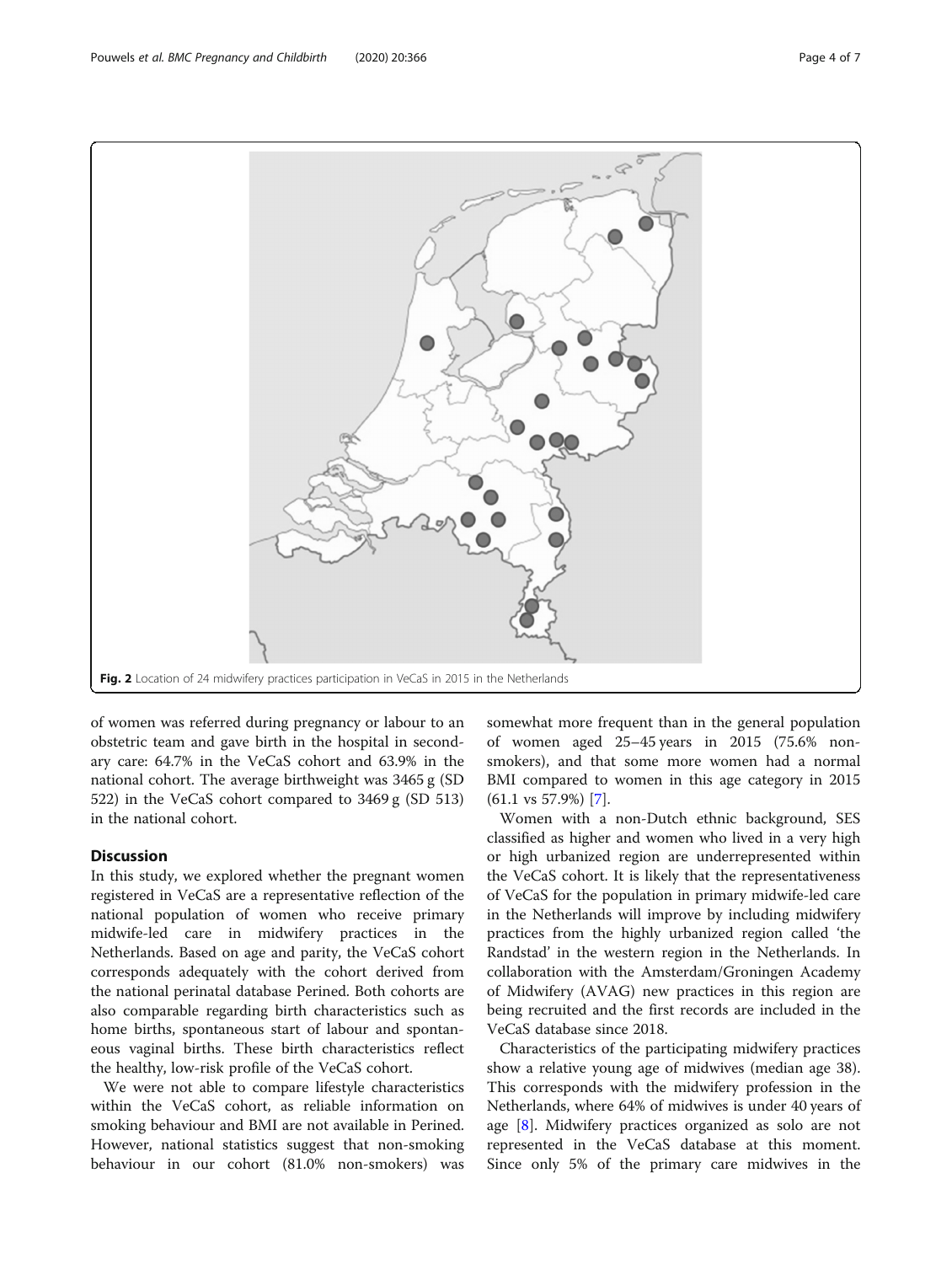Fig. 2 Location of 24 midwifery practices participation in VeCaS in 2015 in the Netherlands

of women was referred during pregnancy or labour to an obstetric team and gave birth in the hospital in secondary care: 64.7% in the VeCaS cohort and 63.9% in the national cohort. The average birthweight was 3465 g (SD 522) in the VeCaS cohort compared to 3469 g (SD 513) in the national cohort.

## Discussion

In this study, we explored whether the pregnant women registered in VeCaS are a representative reflection of the national population of women who receive primary midwife-led care in midwifery practices in the Netherlands. Based on age and parity, the VeCaS cohort corresponds adequately with the cohort derived from the national perinatal database Perined. Both cohorts are also comparable regarding birth characteristics such as home births, spontaneous start of labour and spontaneous vaginal births. These birth characteristics reflect the healthy, low-risk profile of the VeCaS cohort.

We were not able to compare lifestyle characteristics within the VeCaS cohort, as reliable information on smoking behaviour and BMI are not available in Perined. However, national statistics suggest that non-smoking behaviour in our cohort (81.0% non-smokers) was somewhat more frequent than in the general population of women aged 25–45 years in 2015 (75.6% non-smokers), and that some more women had a normal BMI compared to women in this age category in 2015 (61.1 vs 57.9%) [7].

Women with a non-Dutch ethnic background, SES classified as higher and women who lived in a very high or high urbanized region are underrepresented within the VeCaS cohort. It is likely that the representativeness of VeCaS for the population in primary midwife-led care in the Netherlands will improve by including midwifery practices from the highly urbanized region called 'the Randstad' in the western region in the Netherlands. In collaboration with the Amsterdam/Groningen Academy of Midwifery (AVAG) new practices in this region are being recruited and the first records are included in the VeCaS database since 2018.

Characteristics of the participating midwifery practices show a relative young age of midwives (median age 38). This corresponds with the midwifery profession in the Netherlands, where 64% of midwives is under 40 years of age [8]. Midwifery practices organized as solo are not represented in the VeCaS database at this moment. Since only 5% of the primary care midwives in the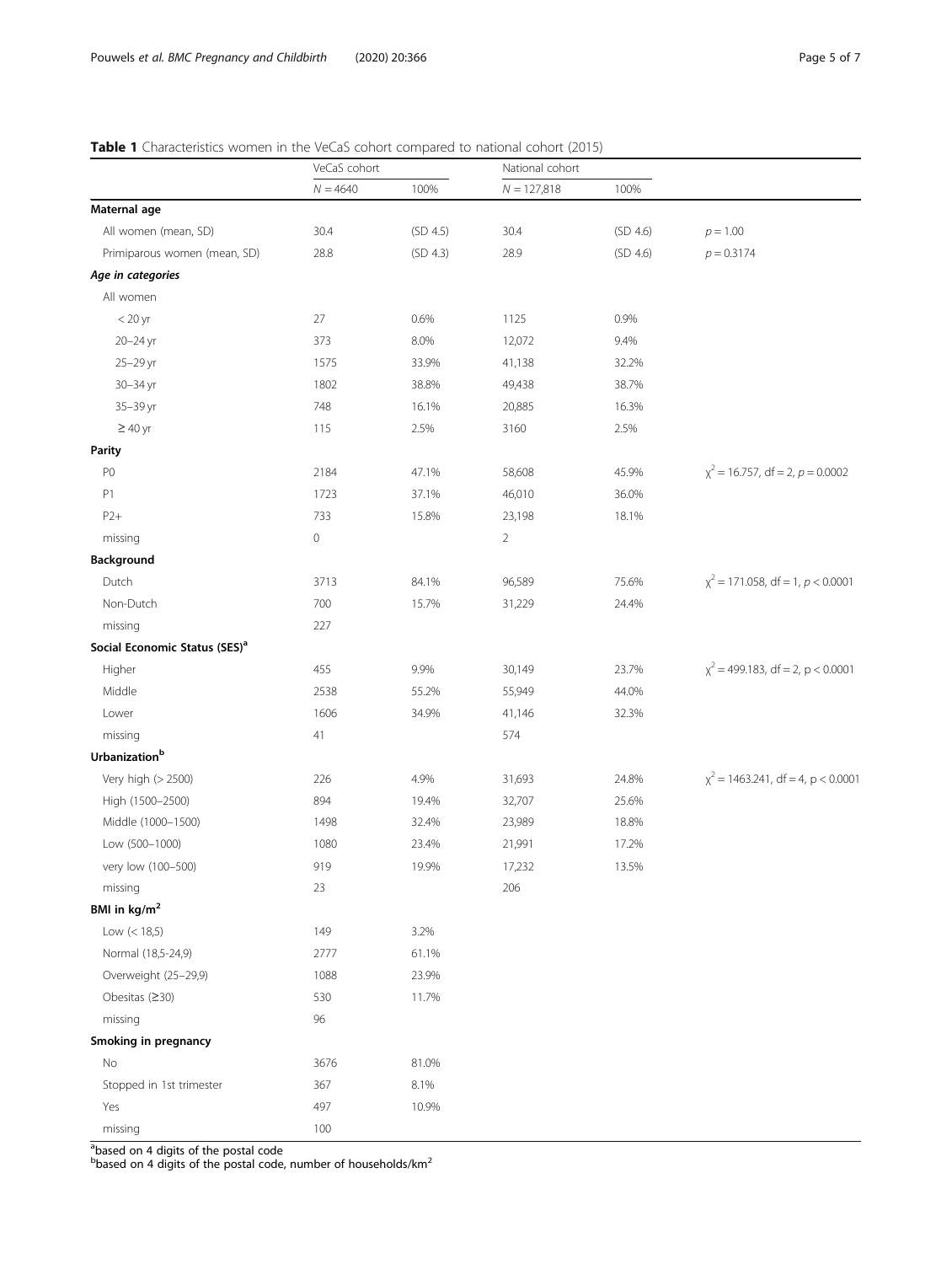**Table 1** Characteristics women in the VeCaS cohort compared to national cohort (2015)

| | VeCaS cohort | | National cohort | | |
|---|---|---|---|---|---|
| | $N = 4640$ | 100% | $N = 127,818$ | 100% | |
| **Maternal age** | | | | | |
| All women (mean, SD) | 30.4 | (SD 4.5) | 30.4 | (SD 4.6) | $p = 1.00$ |
| Primiparous women (mean, SD) | 28.8 | (SD 4.3) | 28.9 | (SD 4.6) | $p = 0.3174$ |
| ***Age in categories*** | | | | | |
| All women | | | | | |
| < 20 yr | 27 | 0.6% | 1125 | 0.9% | |
| 20–24 yr | 373 | 8.0% | 12,072 | 9.4% | |
| 25–29 yr | 1575 | 33.9% | 41,138 | 32.2% | |
| 30–34 yr | 1802 | 38.8% | 49,438 | 38.7% | |
| 35–39 yr | 748 | 16.1% | 20,885 | 16.3% | |
| ≥ 40 yr | 115 | 2.5% | 3160 | 2.5% | |
| **Parity** | | | | | |
| P0 | 2184 | 47.1% | 58,608 | 45.9% | $\chi^2 = 16.757$, df = 2, $p = 0.0002$ |
| P1 | 1723 | 37.1% | 46,010 | 36.0% | |
| P2+ | 733 | 15.8% | 23,198 | 18.1% | |
| missing | 0 | | 2 | | |
| **Background** | | | | | |
| Dutch | 3713 | 84.1% | 96,589 | 75.6% | $\chi^2 = 171.058$, df = 1, $p < 0.0001$ |
| Non-Dutch | 700 | 15.7% | 31,229 | 24.4% | |
| missing | 227 | | | | |
| **Social Economic Status (SES)[a]** | | | | | |
| Higher | 455 | 9.9% | 30,149 | 23.7% | $\chi^2 = 499.183$, df = 2, $p < 0.0001$ |
| Middle | 2538 | 55.2% | 55,949 | 44.0% | |
| Lower | 1606 | 34.9% | 41,146 | 32.3% | |
| missing | 41 | | 574 | | |
| **Urbanization[b]** | | | | | |
| Very high (> 2500) | 226 | 4.9% | 31,693 | 24.8% | $\chi^2 = 1463.241$, df = 4, $p < 0.0001$ |
| High (1500–2500) | 894 | 19.4% | 32,707 | 25.6% | |
| Middle (1000–1500) | 1498 | 32.4% | 23,989 | 18.8% | |
| Low (500–1000) | 1080 | 23.4% | 21,991 | 17.2% | |
| very low (100–500) | 919 | 19.9% | 17,232 | 13.5% | |
| missing | 23 | | 206 | | |
| **BMI in kg/m$^2$** | | | | | |
| Low (< 18,5) | 149 | 3.2% | | | |
| Normal (18,5-24,9) | 2777 | 61.1% | | | |
| Overweight (25–29,9) | 1088 | 23.9% | | | |
| Obesitas (≥30) | 530 | 11.7% | | | |
| missing | 96 | | | | |
| **Smoking in pregnancy** | | | | | |
| No | 3676 | 81.0% | | | |
| Stopped in 1st trimester | 367 | 8.1% | | | |
| Yes | 497 | 10.9% | | | |
| missing | 100 | | | | |

[a]based on 4 digits of the postal code
[b]based on 4 digits of the postal code, number of households/km$^2$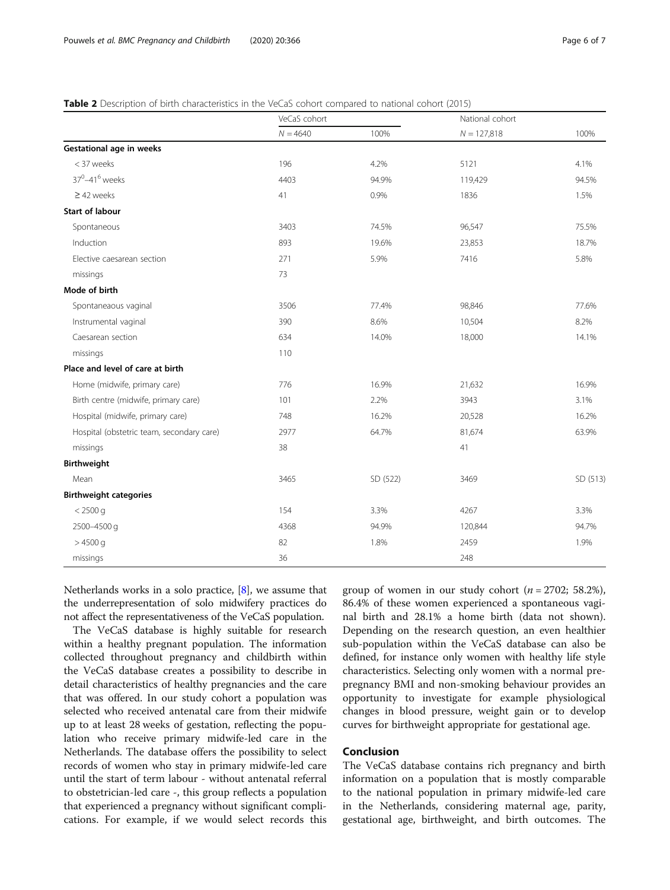**Table 2** Description of birth characteristics in the VeCaS cohort compared to national cohort (2015)

| | VeCaS cohort | | National cohort | |
|---|---|---|---|---|
| | $N = 4640$ | 100% | $N = 127{,}818$ | 100% |
| **Gestational age in weeks** | | | | |
| < 37 weeks | 196 | 4.2% | 5121 | 4.1% |
| $37^0$–$41^6$ weeks | 4403 | 94.9% | 119,429 | 94.5% |
| ≥ 42 weeks | 41 | 0.9% | 1836 | 1.5% |
| **Start of labour** | | | | |
| Spontaneous | 3403 | 74.5% | 96,547 | 75.5% |
| Induction | 893 | 19.6% | 23,853 | 18.7% |
| Elective caesarean section | 271 | 5.9% | 7416 | 5.8% |
| missings | 73 | | | |
| **Mode of birth** | | | | |
| Spontaneaous vaginal | 3506 | 77.4% | 98,846 | 77.6% |
| Instrumental vaginal | 390 | 8.6% | 10,504 | 8.2% |
| Caesarean section | 634 | 14.0% | 18,000 | 14.1% |
| missings | 110 | | | |
| **Place and level of care at birth** | | | | |
| Home (midwife, primary care) | 776 | 16.9% | 21,632 | 16.9% |
| Birth centre (midwife, primary care) | 101 | 2.2% | 3943 | 3.1% |
| Hospital (midwife, primary care) | 748 | 16.2% | 20,528 | 16.2% |
| Hospital (obstetric team, secondary care) | 2977 | 64.7% | 81,674 | 63.9% |
| missings | 38 | | 41 | |
| **Birthweight** | | | | |
| Mean | 3465 | SD (522) | 3469 | SD (513) |
| **Birthweight categories** | | | | |
| < 2500 g | 154 | 3.3% | 4267 | 3.3% |
| 2500–4500 g | 4368 | 94.9% | 120,844 | 94.7% |
| > 4500 g | 82 | 1.8% | 2459 | 1.9% |
| missings | 36 | | 248 | |

Netherlands works in a solo practice, [8], we assume that the underrepresentation of solo midwifery practices do not affect the representativeness of the VeCaS population.

The VeCaS database is highly suitable for research within a healthy pregnant population. The information collected throughout pregnancy and childbirth within the VeCaS database creates a possibility to describe in detail characteristics of healthy pregnancies and the care that was offered. In our study cohort a population was selected who received antenatal care from their midwife up to at least 28 weeks of gestation, reflecting the population who receive primary midwife-led care in the Netherlands. The database offers the possibility to select records of women who stay in primary midwife-led care until the start of term labour - without antenatal referral to obstetrician-led care -, this group reflects a population that experienced a pregnancy without significant complications. For example, if we would select records this group of women in our study cohort ($n = 2702$; 58.2%), 86.4% of these women experienced a spontaneous vaginal birth and 28.1% a home birth (data not shown). Depending on the research question, an even healthier sub-population within the VeCaS database can also be defined, for instance only women with healthy life style characteristics. Selecting only women with a normal prepregnancy BMI and non-smoking behaviour provides an opportunity to investigate for example physiological changes in blood pressure, weight gain or to develop curves for birthweight appropriate for gestational age.

## Conclusion

The VeCaS database contains rich pregnancy and birth information on a population that is mostly comparable to the national population in primary midwife-led care in the Netherlands, considering maternal age, parity, gestational age, birthweight, and birth outcomes. The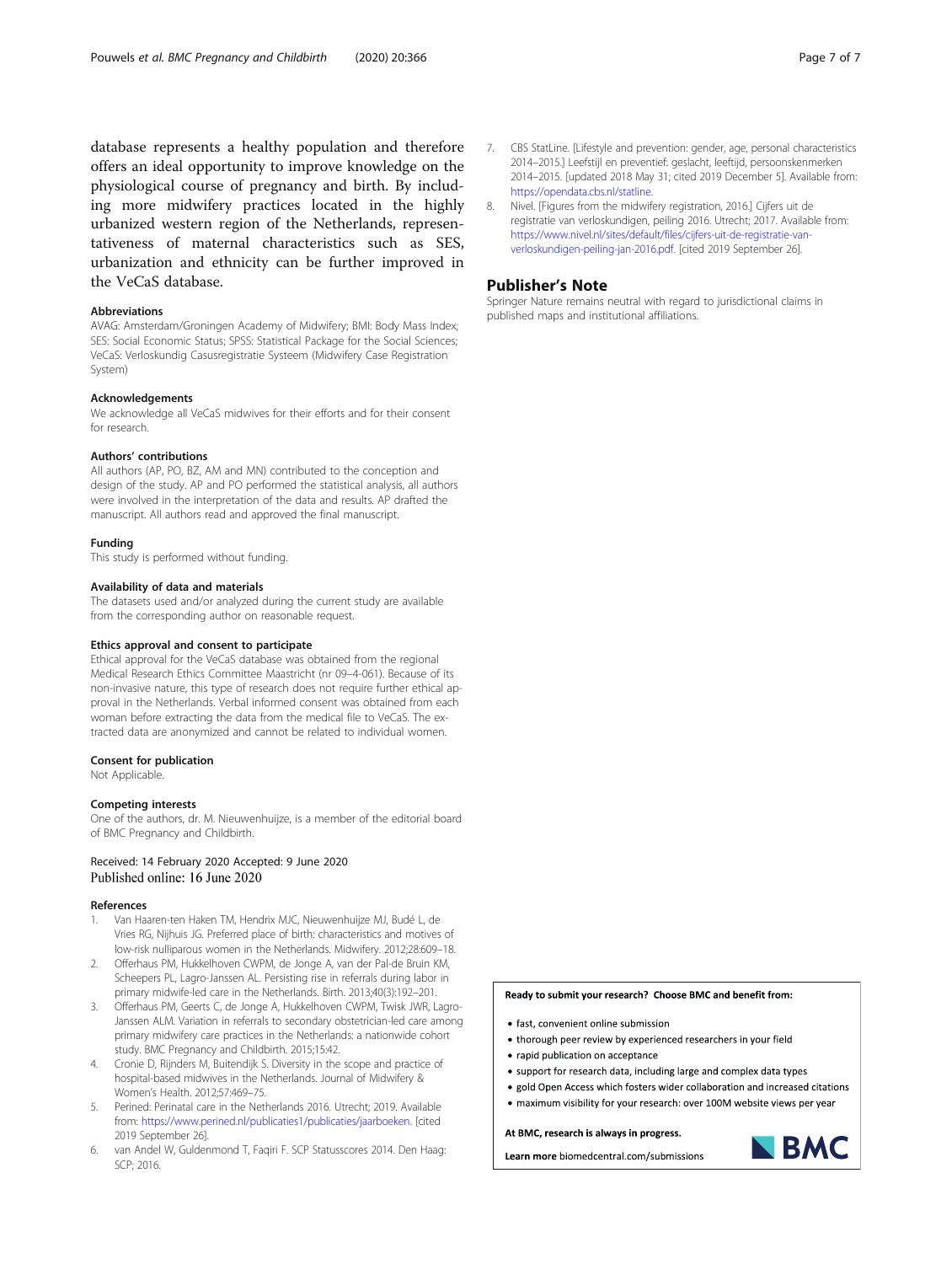database represents a healthy population and therefore offers an ideal opportunity to improve knowledge on the physiological course of pregnancy and birth. By including more midwifery practices located in the highly urbanized western region of the Netherlands, representativeness of maternal characteristics such as SES, urbanization and ethnicity can be further improved in the VeCaS database.

### Abbreviations

AVAG: Amsterdam/Groningen Academy of Midwifery; BMI: Body Mass Index; SES: Social Economic Status; SPSS: Statistical Package for the Social Sciences; VeCaS: Verloskundig Casusregistratie Systeem (Midwifery Case Registration System)

### Acknowledgements

We acknowledge all VeCaS midwives for their efforts and for their consent for research.

### Authors' contributions

All authors (AP, PO, BZ, AM and MN) contributed to the conception and design of the study. AP and PO performed the statistical analysis, all authors were involved in the interpretation of the data and results. AP drafted the manuscript. All authors read and approved the final manuscript.

### Funding

This study is performed without funding.

### Availability of data and materials

The datasets used and/or analyzed during the current study are available from the corresponding author on reasonable request.

### Ethics approval and consent to participate

Ethical approval for the VeCaS database was obtained from the regional Medical Research Ethics Committee Maastricht (nr 09–4-061). Because of its non-invasive nature, this type of research does not require further ethical approval in the Netherlands. Verbal informed consent was obtained from each woman before extracting the data from the medical file to VeCaS. The extracted data are anonymized and cannot be related to individual women.

### Consent for publication

Not Applicable.

### Competing interests

One of the authors, dr. M. Nieuwenhuijze, is a member of the editorial board of BMC Pregnancy and Childbirth.

Received: 14 February 2020 Accepted: 9 June 2020
Published online: 16 June 2020

### References

1. Van Haaren-ten Haken TM, Hendrix MJC, Nieuwenhuijze MJ, Budé L, de Vries RG, Nijhuis JG. Preferred place of birth: characteristics and motives of low-risk nulliparous women in the Netherlands. Midwifery. 2012;28:609–18.
2. Offerhaus PM, Hukkelhoven CWPM, de Jonge A, van der Pal-de Bruin KM, Scheepers PL, Lagro-Janssen AL. Persisting rise in referrals during labor in primary midwife-led care in the Netherlands. Birth. 2013;40(3):192–201.
3. Offerhaus PM, Geerts C, de Jonge A, Hukkelhoven CWPM, Twisk JWR, Lagro-Janssen ALM. Variation in referrals to secondary obstetrician-led care among primary midwifery care practices in the Netherlands: a nationwide cohort study. BMC Pregnancy and Childbirth. 2015;15:42.
4. Cronie D, Rijnders M, Buitendijk S. Diversity in the scope and practice of hospital-based midwives in the Netherlands. Journal of Midwifery & Women's Health. 2012;57:469–75.
5. Perined: Perinatal care in the Netherlands 2016. Utrecht; 2019. Available from: https://www.perined.nl/publicaties1/publicaties/jaarboeken. [cited 2019 September 26].
6. van Andel W, Guldenmond T, Faqiri F. SCP Statusscores 2014. Den Haag: SCP; 2016.
7. CBS StatLine. [Lifestyle and prevention: gender, age, personal characteristics 2014–2015.] Leefstijl en preventief: geslacht, leeftijd, persoonskenmerken 2014–2015. [updated 2018 May 31; cited 2019 December 5]. Available from: https://opendata.cbs.nl/statline.
8. Nivel. [Figures from the midwifery registration, 2016.] Cijfers uit de registratie van verloskundigen, peiling 2016. Utrecht; 2017. Available from: https://www.nivel.nl/sites/default/files/cijfers-uit-de-registratie-van-verloskundigen-peiling-jan-2016.pdf. [cited 2019 September 26].

## Publisher's Note

Springer Nature remains neutral with regard to jurisdictional claims in published maps and institutional affiliations.

**Ready to submit your research? Choose BMC and benefit from:**

- fast, convenient online submission
- thorough peer review by experienced researchers in your field
- rapid publication on acceptance
- support for research data, including large and complex data types
- gold Open Access which fosters wider collaboration and increased citations
- maximum visibility for your research: over 100M website views per year

**At BMC, research is always in progress.**

**Learn more** biomedcentral.com/submissions

BMC